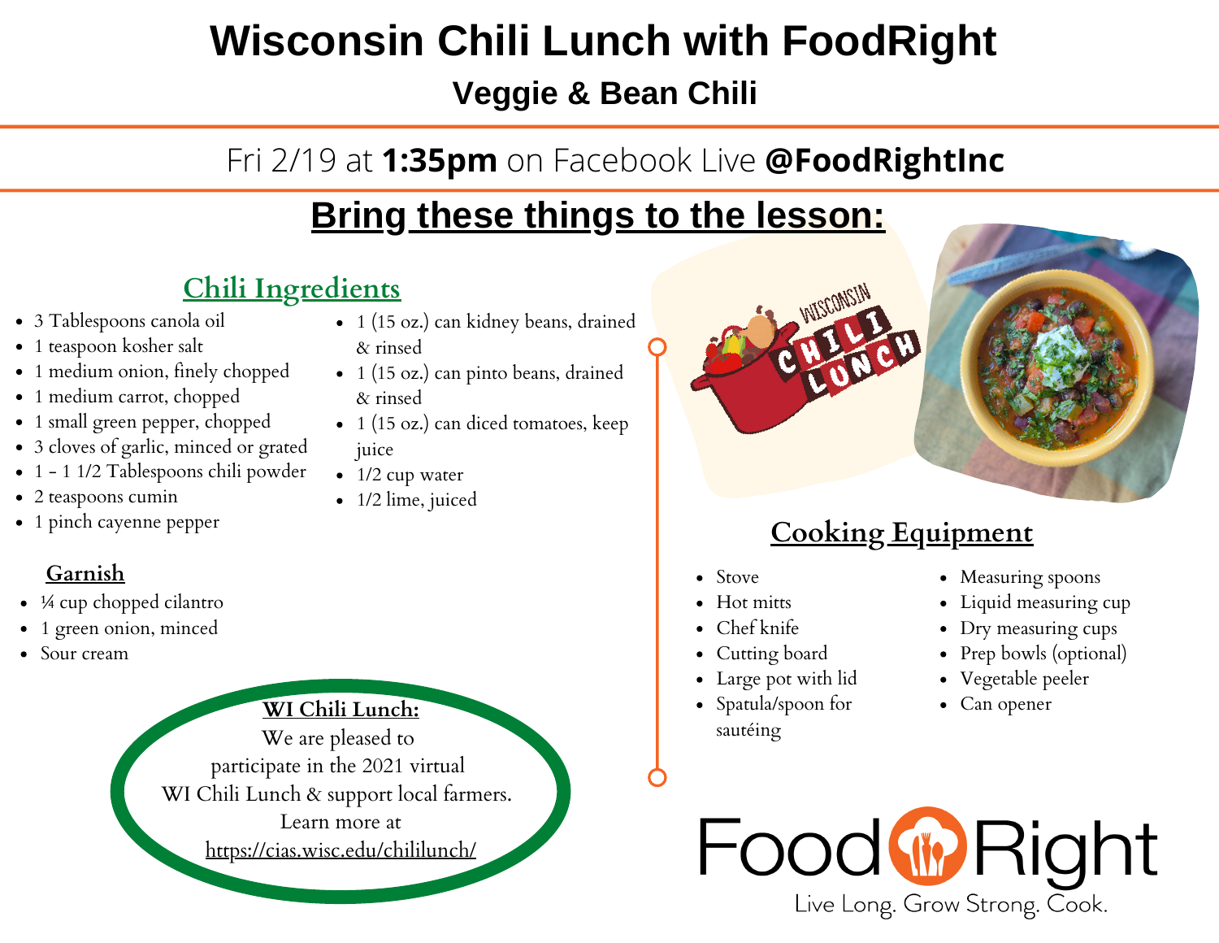# Wisconsin Chili Lunch with FoodRight

## Veggie & Bean Chili

Fri 2/19 at **1:35pm** on Facebook Live **@FoodRightInc**

## Bring these things to the lesson:

### Chili Ingredients

- 3 Tablespoons canola oil
- 1 teaspoon kosher salt
- 1 medium onion, finely chopped
- 1 medium carrot, chopped
- 1 small green pepper, chopped
- 3 cloves of garlic, minced or grated
- 1 - 1 1/2 Tablespoons chili powder
- 2 teaspoons cumin
- 1 pinch cayenne pepper
- 1 (15 oz.) can kidney beans, drained & rinsed
- 1 (15 oz.) can pinto beans, drained & rinsed
- 1 (15 oz.) can diced tomatoes, keep juice
- 1/2 cup water
- 1/2 lime, juiced

### Garnish

- ¼ cup chopped cilantro
- 1 green onion, minced
- Sour cream

### Cooking Equipment

- Stove
- Hot mitts
- Chef knife
- Cutting board
- Large pot with lid
- Spatula/spoon for sautéing
- Measuring spoons
- Liquid measuring cup
- Dry measuring cups
- Prep bowls (optional)
- Vegetable peeler
- Can opener

**WI Chili Lunch:**
We are pleased to participate in the 2021 virtual WI Chili Lunch & support local farmers. Learn more at https://cias.wisc.edu/chililunch/

FoodRight
Live Long. Grow Strong. Cook.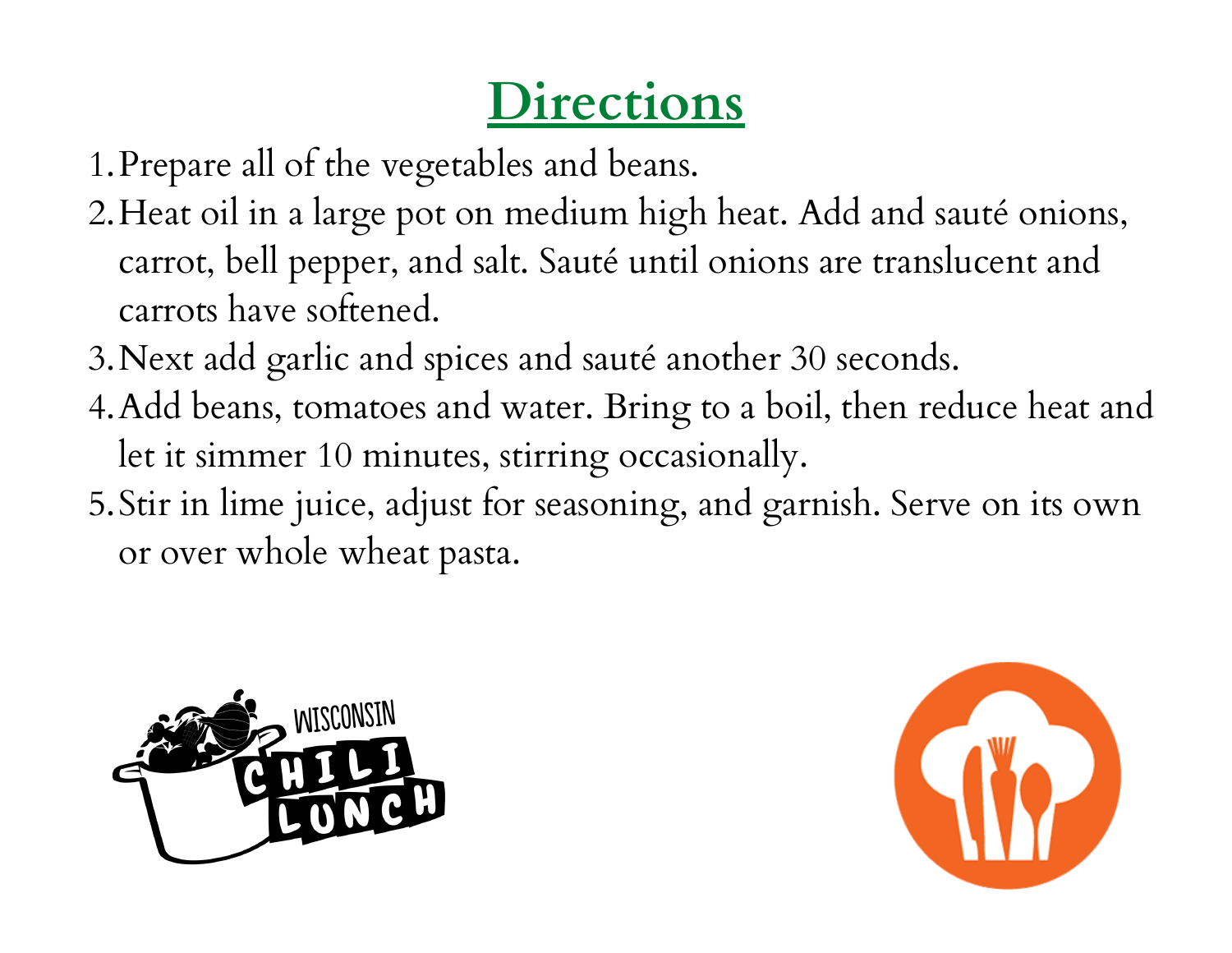# Directions

1. Prepare all of the vegetables and beans.
2. Heat oil in a large pot on medium high heat. Add and sauté onions, carrot, bell pepper, and salt. Sauté until onions are translucent and carrots have softened.
3. Next add garlic and spices and sauté another 30 seconds.
4. Add beans, tomatoes and water. Bring to a boil, then reduce heat and let it simmer 10 minutes, stirring occasionally.
5. Stir in lime juice, adjust for seasoning, and garnish. Serve on its own or over whole wheat pasta.